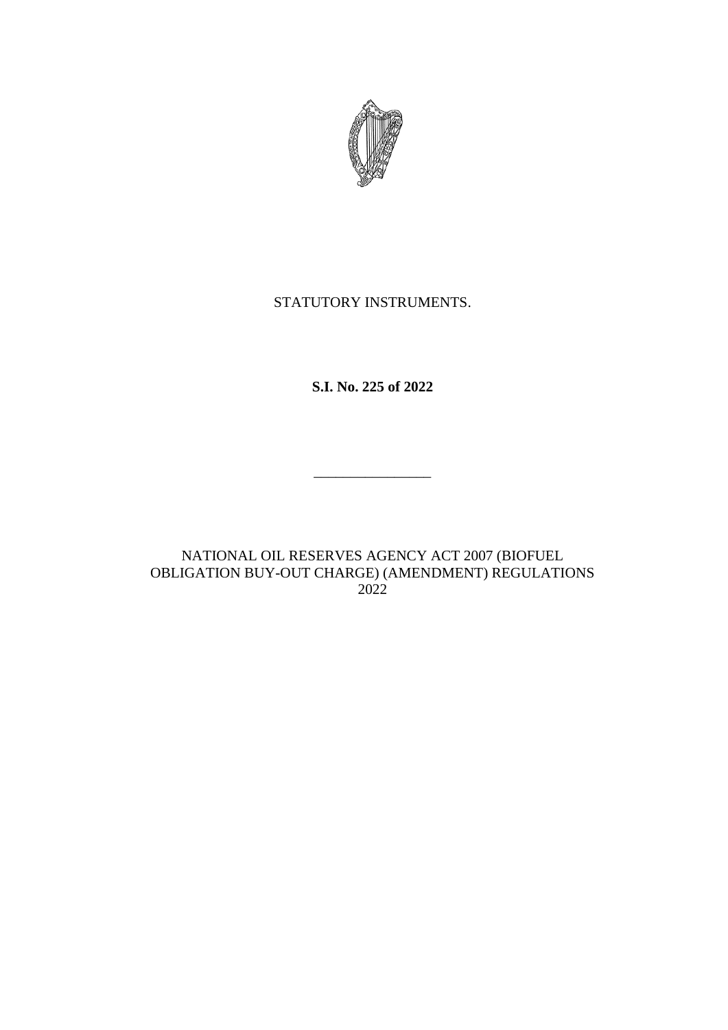STATUTORY INSTRUMENTS.

**S.I. No. 225 of 2022**

________________

NATIONAL OIL RESERVES AGENCY ACT 2007 (BIOFUEL OBLIGATION BUY-OUT CHARGE) (AMENDMENT) REGULATIONS 2022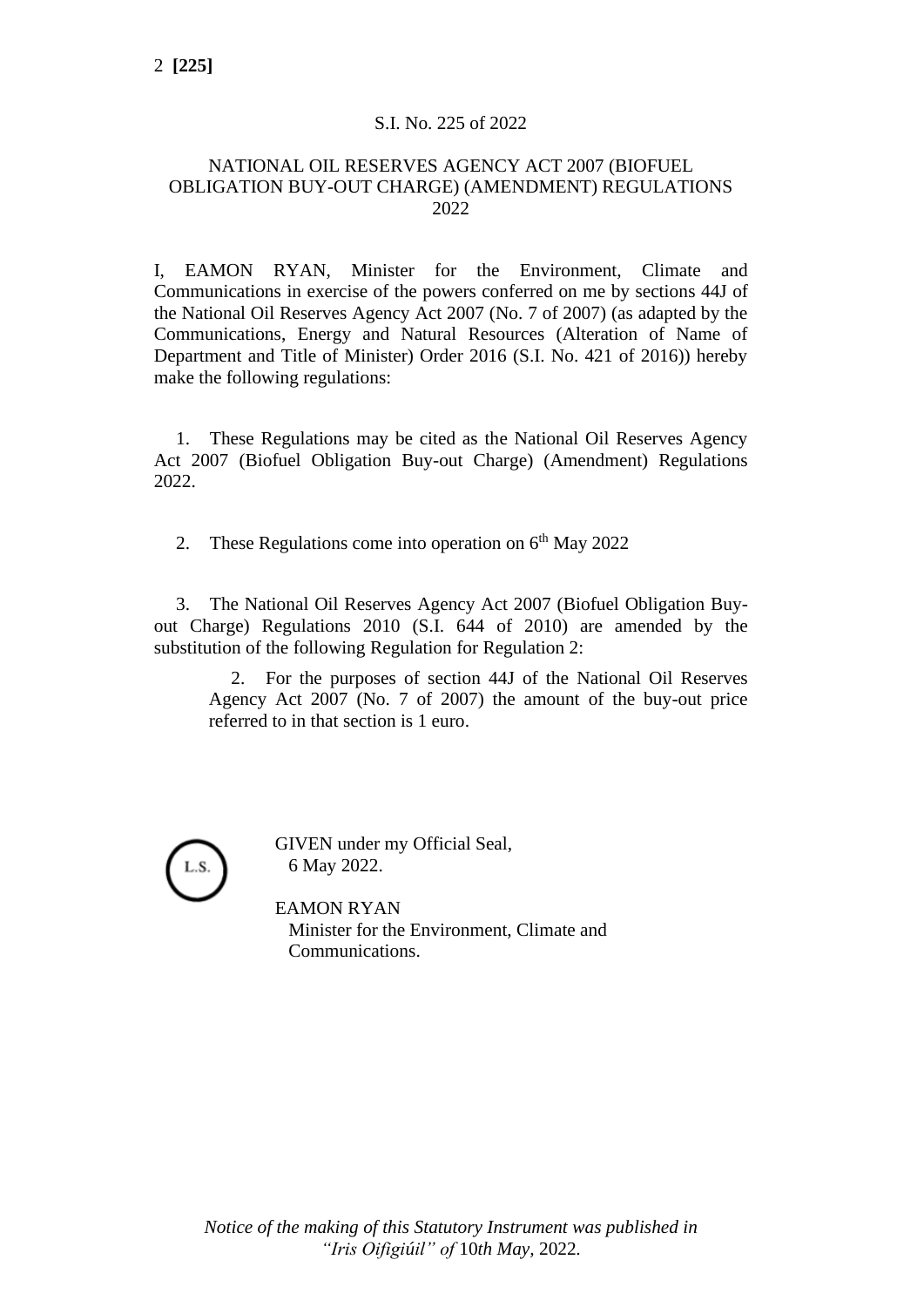S.I. No. 225 of 2022

# NATIONAL OIL RESERVES AGENCY ACT 2007 (BIOFUEL OBLIGATION BUY-OUT CHARGE) (AMENDMENT) REGULATIONS 2022

I, EAMON RYAN, Minister for the Environment, Climate and Communications in exercise of the powers conferred on me by sections 44J of the National Oil Reserves Agency Act 2007 (No. 7 of 2007) (as adapted by the Communications, Energy and Natural Resources (Alteration of Name of Department and Title of Minister) Order 2016 (S.I. No. 421 of 2016)) hereby make the following regulations:

1. These Regulations may be cited as the National Oil Reserves Agency Act 2007 (Biofuel Obligation Buy-out Charge) (Amendment) Regulations 2022.

2. These Regulations come into operation on 6th May 2022

3. The National Oil Reserves Agency Act 2007 (Biofuel Obligation Buy-out Charge) Regulations 2010 (S.I. 644 of 2010) are amended by the substitution of the following Regulation for Regulation 2:

> 2. For the purposes of section 44J of the National Oil Reserves Agency Act 2007 (No. 7 of 2007) the amount of the buy-out price referred to in that section is 1 euro.

L.S.

GIVEN under my Official Seal,
6 May 2022.

EAMON RYAN
Minister for the Environment, Climate and Communications.

*Notice of the making of this Statutory Instrument was published in "Iris Oifigiúil" of 10th May, 2022.*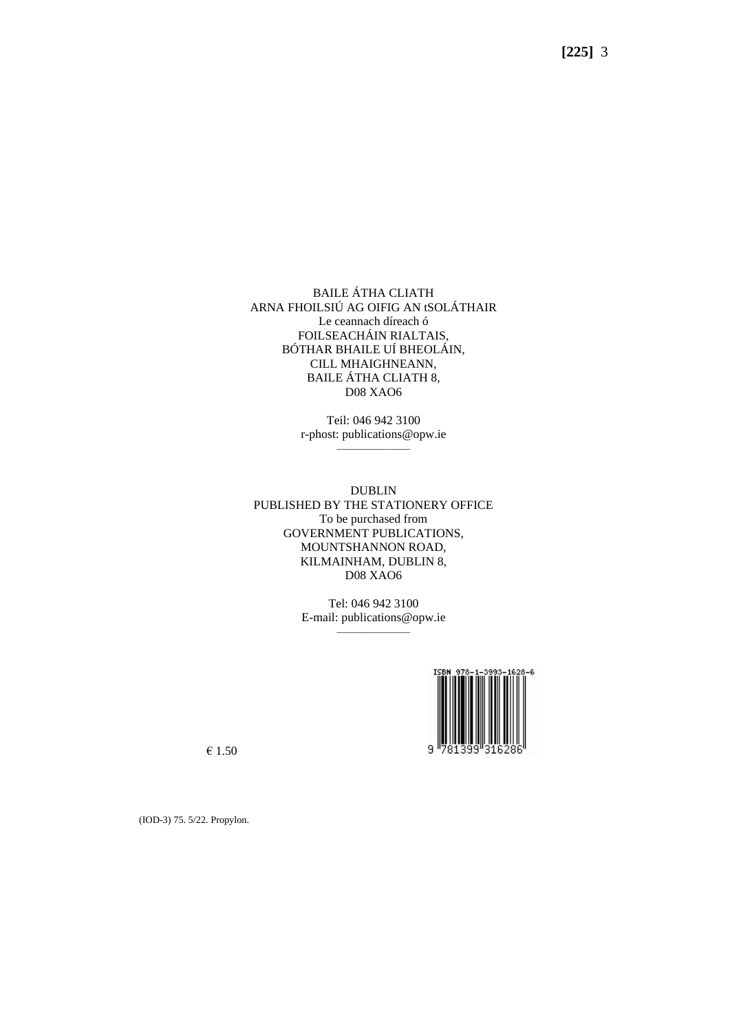BAILE ÁTHA CLIATH
ARNA FHOILSIÚ AG OIFIG AN tSOLÁTHAIR
Le ceannach díreach ó
FOILSEACHÁIN RIALTAIS,
BÓTHAR BHAILE UÍ BHEOLÁIN,
CILL MHAIGHNEANN,
BAILE ÁTHA CLIATH 8,
D08 XAO6

Teil: 046 942 3100
r-phost: publications@opw.ie

---

DUBLIN
PUBLISHED BY THE STATIONERY OFFICE
To be purchased from
GOVERNMENT PUBLICATIONS,
MOUNTSHANNON ROAD,
KILMAINHAM, DUBLIN 8,
D08 XAO6

Tel: 046 942 3100
E-mail: publications@opw.ie

---

ISBN 978-1-3993-1628-6

9 781399 316286

€ 1.50

(IOD-3) 75. 5/22. Propylon.